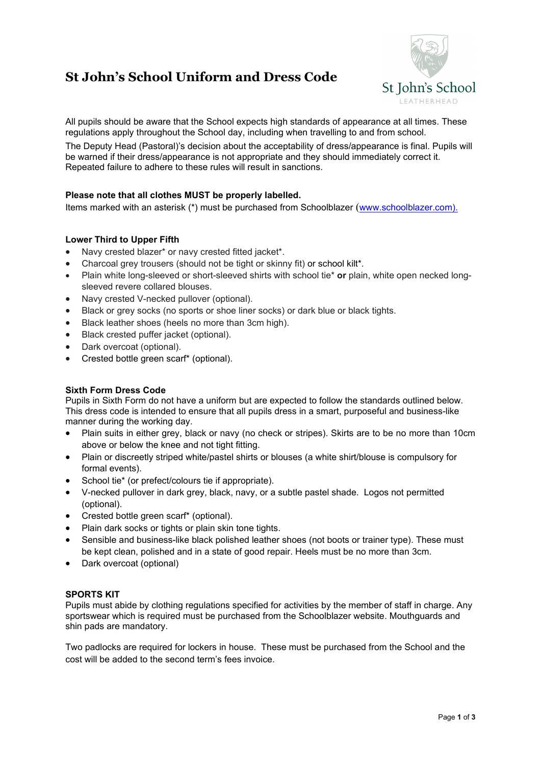# St John's School Uniform and Dress Code

All pupils should be aware that the School expects high standards of appearance at all times. These regulations apply throughout the School day, including when travelling to and from school.

The Deputy Head (Pastoral)'s decision about the acceptability of dress/appearance is final. Pupils will be warned if their dress/appearance is not appropriate and they should immediately correct it. Repeated failure to adhere to these rules will result in sanctions.

**Please note that all clothes MUST be properly labelled.**

Items marked with an asterisk (*) must be purchased from Schoolblazer (www.schoolblazer.com).

### Lower Third to Upper Fifth

- Navy crested blazer* or navy crested fitted jacket*.
- Charcoal grey trousers (should not be tight or skinny fit) or school kilt*.
- Plain white long-sleeved or short-sleeved shirts with school tie* **or** plain, white open necked long-sleeved revere collared blouses.
- Navy crested V-necked pullover (optional).
- Black or grey socks (no sports or shoe liner socks) or dark blue or black tights.
- Black leather shoes (heels no more than 3cm high).
- Black crested puffer jacket (optional).
- Dark overcoat (optional).
- Crested bottle green scarf* (optional).

### Sixth Form Dress Code

Pupils in Sixth Form do not have a uniform but are expected to follow the standards outlined below. This dress code is intended to ensure that all pupils dress in a smart, purposeful and business-like manner during the working day.

- Plain suits in either grey, black or navy (no check or stripes). Skirts are to be no more than 10cm above or below the knee and not tight fitting.
- Plain or discreetly striped white/pastel shirts or blouses (a white shirt/blouse is compulsory for formal events).
- School tie* (or prefect/colours tie if appropriate).
- V-necked pullover in dark grey, black, navy, or a subtle pastel shade. Logos not permitted (optional).
- Crested bottle green scarf* (optional).
- Plain dark socks or tights or plain skin tone tights.
- Sensible and business-like black polished leather shoes (not boots or trainer type). These must be kept clean, polished and in a state of good repair. Heels must be no more than 3cm.
- Dark overcoat (optional)

### SPORTS KIT

Pupils must abide by clothing regulations specified for activities by the member of staff in charge. Any sportswear which is required must be purchased from the Schoolblazer website. Mouthguards and shin pads are mandatory.

Two padlocks are required for lockers in house. These must be purchased from the School and the cost will be added to the second term's fees invoice.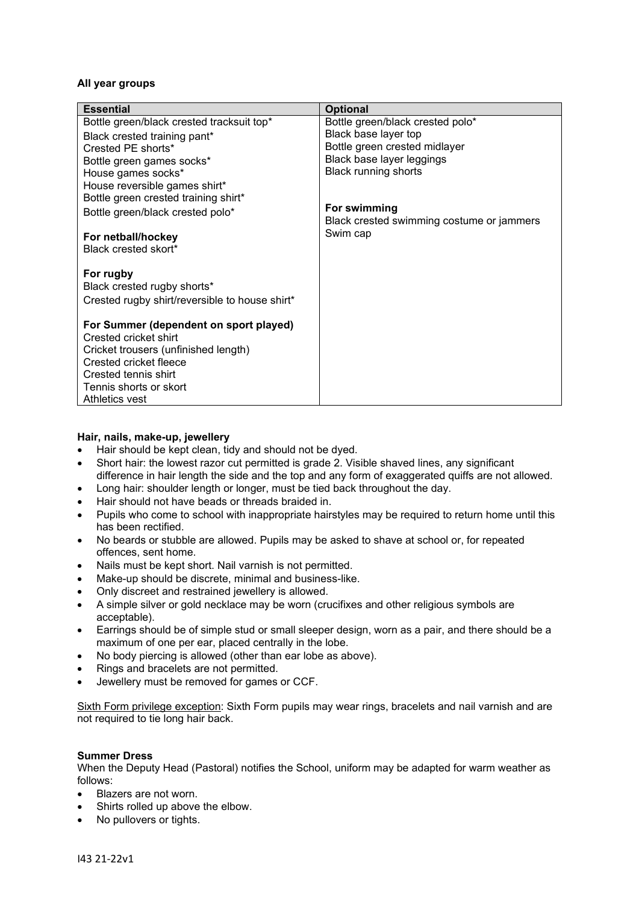**All year groups**

| Essential | Optional |
| --- | --- |
| Bottle green/black crested tracksuit top* | Bottle green/black crested polo* |
| Black crested training pant* | Black base layer top |
| Crested PE shorts* | Bottle green crested midlayer |
| Bottle green games socks* | Black base layer leggings |
| House games socks* | Black running shorts |
| House reversible games shirt* | |
| Bottle green crested training shirt* | |
| Bottle green/black crested polo* | **For swimming** |
| | Black crested swimming costume or jammers |
| **For netball/hockey** | Swim cap |
| Black crested skort* | |
| | |
| **For rugby** | |
| Black crested rugby shorts* | |
| Crested rugby shirt/reversible to house shirt* | |
| | |
| **For Summer (dependent on sport played)** | |
| Crested cricket shirt | |
| Cricket trousers (unfinished length) | |
| Crested cricket fleece | |
| Crested tennis shirt | |
| Tennis shorts or skort | |
| Athletics vest | |

**Hair, nails, make-up, jewellery**

- Hair should be kept clean, tidy and should not be dyed.
- Short hair: the lowest razor cut permitted is grade 2. Visible shaved lines, any significant difference in hair length the side and the top and any form of exaggerated quiffs are not allowed.
- Long hair: shoulder length or longer, must be tied back throughout the day.
- Hair should not have beads or threads braided in.
- Pupils who come to school with inappropriate hairstyles may be required to return home until this has been rectified.
- No beards or stubble are allowed. Pupils may be asked to shave at school or, for repeated offences, sent home.
- Nails must be kept short. Nail varnish is not permitted.
- Make-up should be discrete, minimal and business-like.
- Only discreet and restrained jewellery is allowed.
- A simple silver or gold necklace may be worn (crucifixes and other religious symbols are acceptable).
- Earrings should be of simple stud or small sleeper design, worn as a pair, and there should be a maximum of one per ear, placed centrally in the lobe.
- No body piercing is allowed (other than ear lobe as above).
- Rings and bracelets are not permitted.
- Jewellery must be removed for games or CCF.

Sixth Form privilege exception: Sixth Form pupils may wear rings, bracelets and nail varnish and are not required to tie long hair back.

**Summer Dress**

When the Deputy Head (Pastoral) notifies the School, uniform may be adapted for warm weather as follows:

- Blazers are not worn.
- Shirts rolled up above the elbow.
- No pullovers or tights.

I43 21-22v1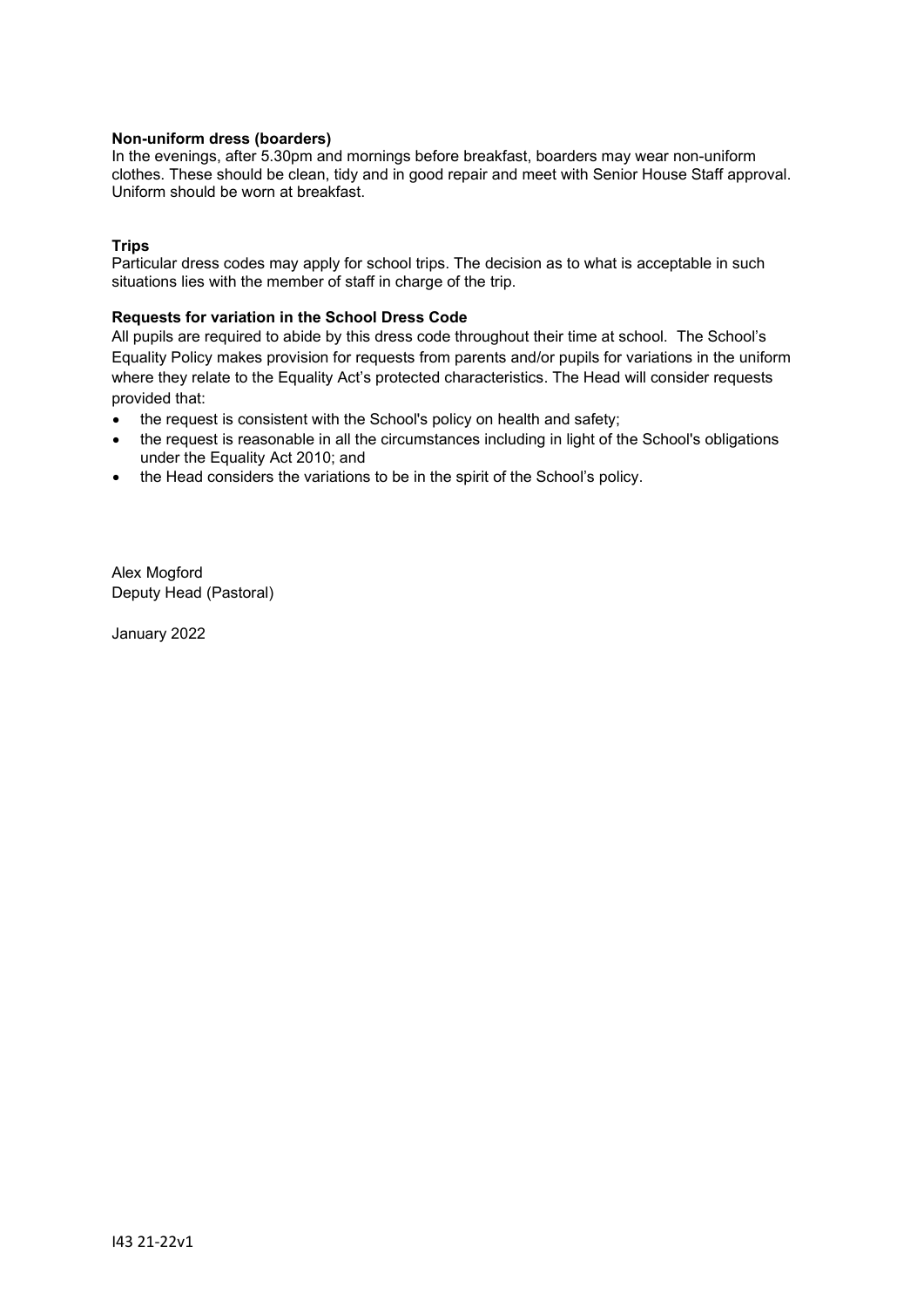**Non-uniform dress (boarders)**
In the evenings, after 5.30pm and mornings before breakfast, boarders may wear non-uniform clothes. These should be clean, tidy and in good repair and meet with Senior House Staff approval. Uniform should be worn at breakfast.

**Trips**
Particular dress codes may apply for school trips. The decision as to what is acceptable in such situations lies with the member of staff in charge of the trip.

**Requests for variation in the School Dress Code**
All pupils are required to abide by this dress code throughout their time at school. The School's Equality Policy makes provision for requests from parents and/or pupils for variations in the uniform where they relate to the Equality Act's protected characteristics. The Head will consider requests provided that:

- the request is consistent with the School's policy on health and safety;
- the request is reasonable in all the circumstances including in light of the School's obligations under the Equality Act 2010; and
- the Head considers the variations to be in the spirit of the School's policy.

Alex Mogford
Deputy Head (Pastoral)

January 2022

I43 21-22v1